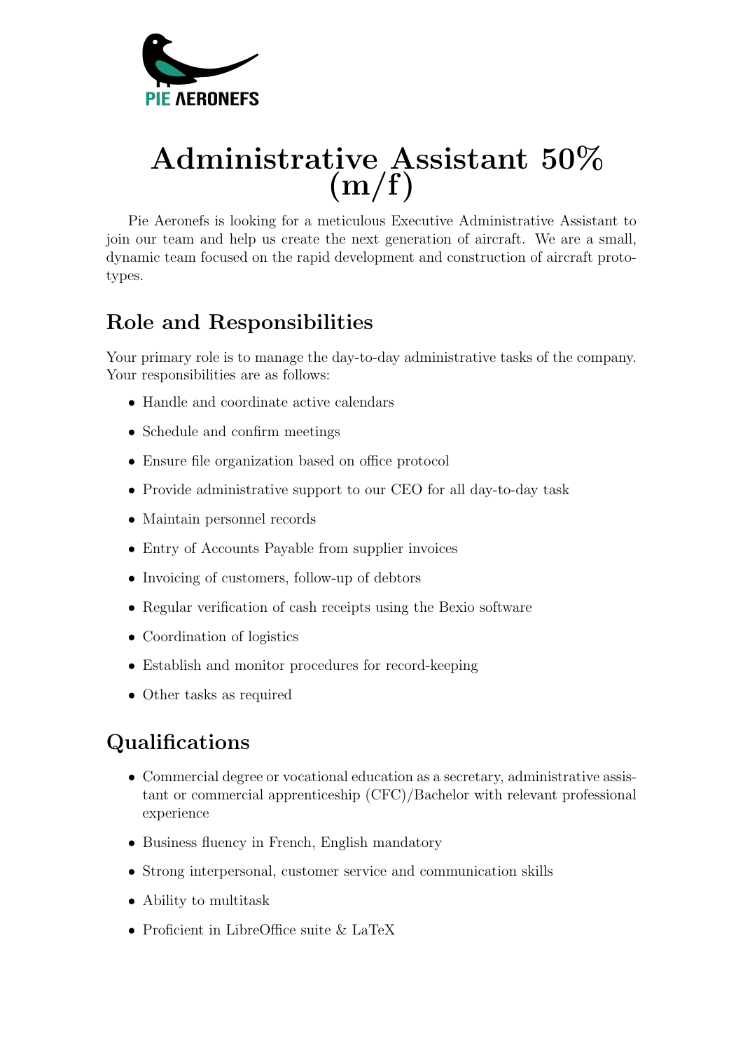# Administrative Assistant 50% (m/f)

Pie Aeronefs is looking for a meticulous Executive Administrative Assistant to join our team and help us create the next generation of aircraft. We are a small, dynamic team focused on the rapid development and construction of aircraft prototypes.

## Role and Responsibilities

Your primary role is to manage the day-to-day administrative tasks of the company. Your responsibilities are as follows:

- Handle and coordinate active calendars
- Schedule and confirm meetings
- Ensure file organization based on office protocol
- Provide administrative support to our CEO for all day-to-day task
- Maintain personnel records
- Entry of Accounts Payable from supplier invoices
- Invoicing of customers, follow-up of debtors
- Regular verification of cash receipts using the Bexio software
- Coordination of logistics
- Establish and monitor procedures for record-keeping
- Other tasks as required

## Qualifications

- Commercial degree or vocational education as a secretary, administrative assistant or commercial apprenticeship (CFC)/Bachelor with relevant professional experience
- Business fluency in French, English mandatory
- Strong interpersonal, customer service and communication skills
- Ability to multitask
- Proficient in LibreOffice suite & LaTeX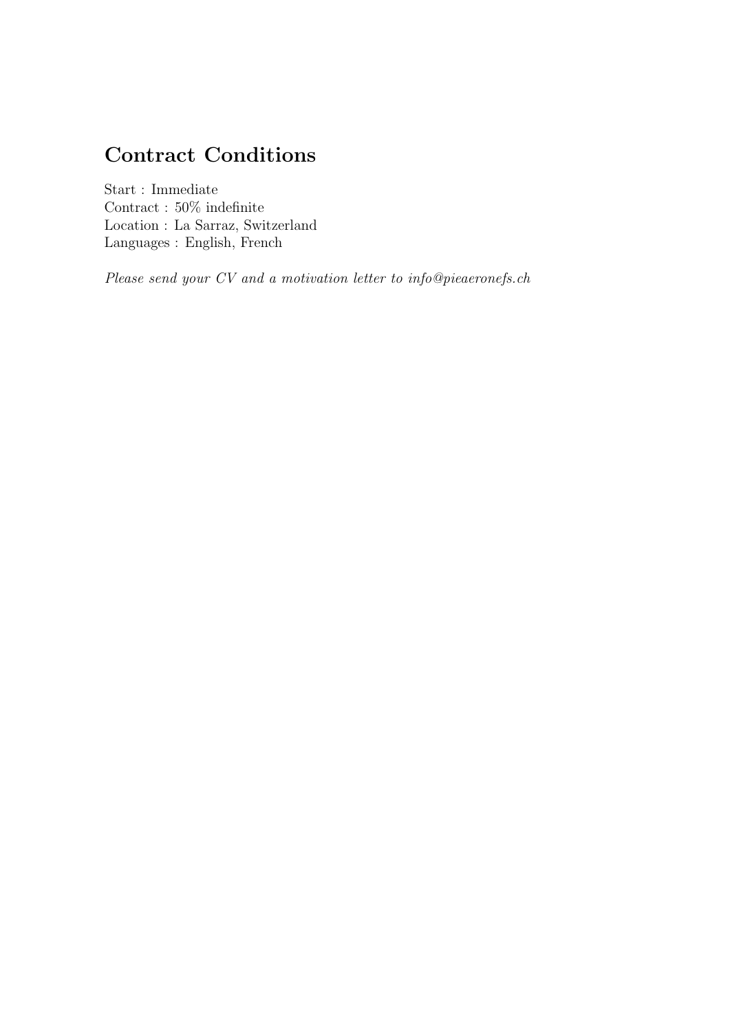## Contract Conditions

Start : Immediate
Contract : 50% indefinite
Location : La Sarraz, Switzerland
Languages : English, French

*Please send your CV and a motivation letter to info@pieaeronefs.ch*